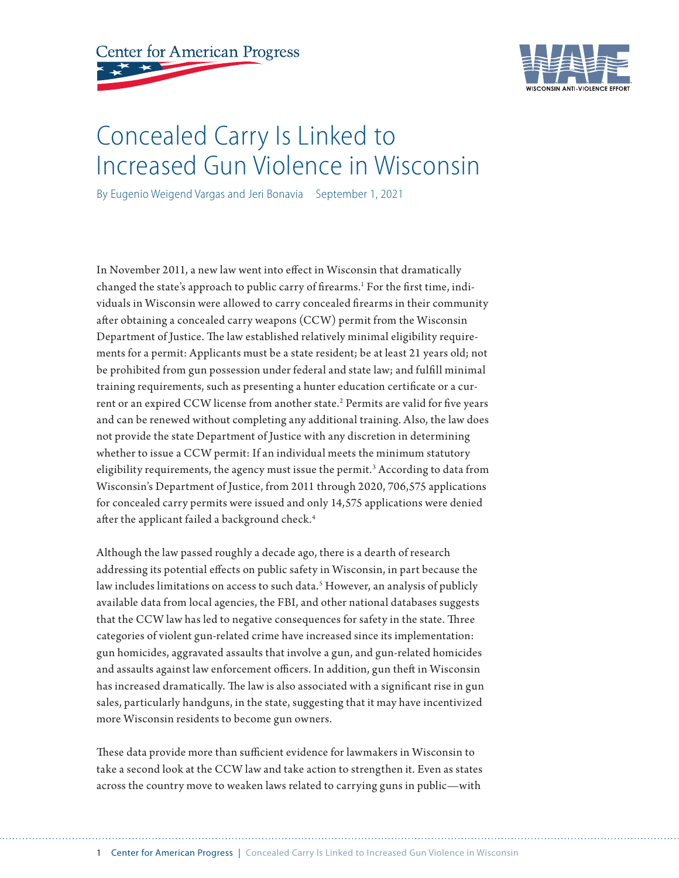Center for American Progress

WAVE
WISCONSIN ANTI-VIOLENCE EFFORT

# Concealed Carry Is Linked to Increased Gun Violence in Wisconsin

By Eugenio Weigend Vargas and Jeri Bonavia September 1, 2021

In November 2011, a new law went into effect in Wisconsin that dramatically changed the state's approach to public carry of firearms.[1] For the first time, individuals in Wisconsin were allowed to carry concealed firearms in their community after obtaining a concealed carry weapons (CCW) permit from the Wisconsin Department of Justice. The law established relatively minimal eligibility requirements for a permit: Applicants must be a state resident; be at least 21 years old; not be prohibited from gun possession under federal and state law; and fulfill minimal training requirements, such as presenting a hunter education certificate or a current or an expired CCW license from another state.[2] Permits are valid for five years and can be renewed without completing any additional training. Also, the law does not provide the state Department of Justice with any discretion in determining whether to issue a CCW permit: If an individual meets the minimum statutory eligibility requirements, the agency must issue the permit.[3] According to data from Wisconsin's Department of Justice, from 2011 through 2020, 706,575 applications for concealed carry permits were issued and only 14,575 applications were denied after the applicant failed a background check.[4]

Although the law passed roughly a decade ago, there is a dearth of research addressing its potential effects on public safety in Wisconsin, in part because the law includes limitations on access to such data.[5] However, an analysis of publicly available data from local agencies, the FBI, and other national databases suggests that the CCW law has led to negative consequences for safety in the state. Three categories of violent gun-related crime have increased since its implementation: gun homicides, aggravated assaults that involve a gun, and gun-related homicides and assaults against law enforcement officers. In addition, gun theft in Wisconsin has increased dramatically. The law is also associated with a significant rise in gun sales, particularly handguns, in the state, suggesting that it may have incentivized more Wisconsin residents to become gun owners.

These data provide more than sufficient evidence for lawmakers in Wisconsin to take a second look at the CCW law and take action to strengthen it. Even as states across the country move to weaken laws related to carrying guns in public—with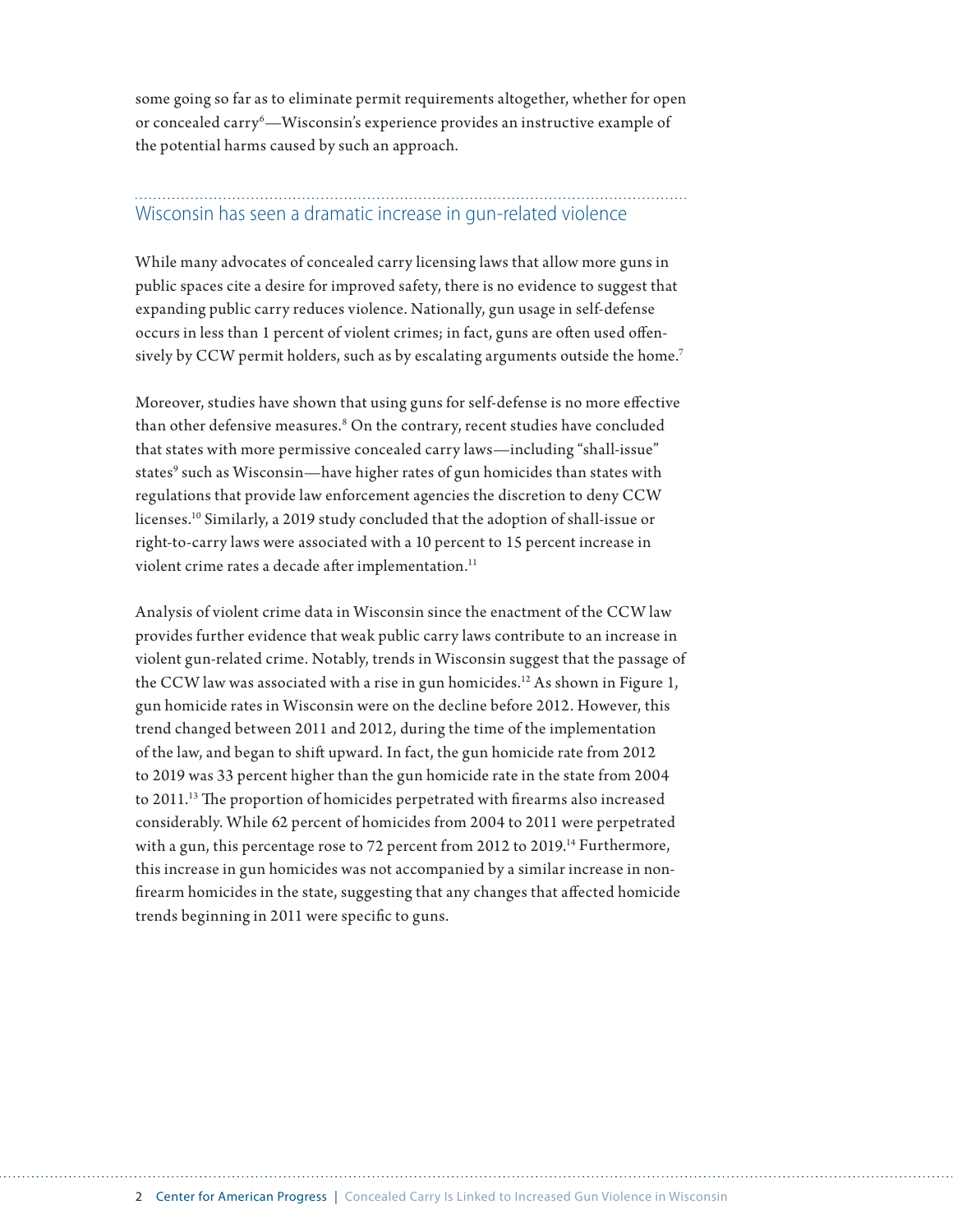some going so far as to eliminate permit requirements altogether, whether for open or concealed carry[6]—Wisconsin's experience provides an instructive example of the potential harms caused by such an approach.

## Wisconsin has seen a dramatic increase in gun-related violence

While many advocates of concealed carry licensing laws that allow more guns in public spaces cite a desire for improved safety, there is no evidence to suggest that expanding public carry reduces violence. Nationally, gun usage in self-defense occurs in less than 1 percent of violent crimes; in fact, guns are often used offensively by CCW permit holders, such as by escalating arguments outside the home.[7]

Moreover, studies have shown that using guns for self-defense is no more effective than other defensive measures.[8] On the contrary, recent studies have concluded that states with more permissive concealed carry laws—including "shall-issue" states[9] such as Wisconsin—have higher rates of gun homicides than states with regulations that provide law enforcement agencies the discretion to deny CCW licenses.[10] Similarly, a 2019 study concluded that the adoption of shall-issue or right-to-carry laws were associated with a 10 percent to 15 percent increase in violent crime rates a decade after implementation.[11]

Analysis of violent crime data in Wisconsin since the enactment of the CCW law provides further evidence that weak public carry laws contribute to an increase in violent gun-related crime. Notably, trends in Wisconsin suggest that the passage of the CCW law was associated with a rise in gun homicides.[12] As shown in Figure 1, gun homicide rates in Wisconsin were on the decline before 2012. However, this trend changed between 2011 and 2012, during the time of the implementation of the law, and began to shift upward. In fact, the gun homicide rate from 2012 to 2019 was 33 percent higher than the gun homicide rate in the state from 2004 to 2011.[13] The proportion of homicides perpetrated with firearms also increased considerably. While 62 percent of homicides from 2004 to 2011 were perpetrated with a gun, this percentage rose to 72 percent from 2012 to 2019.[14] Furthermore, this increase in gun homicides was not accompanied by a similar increase in non-firearm homicides in the state, suggesting that any changes that affected homicide trends beginning in 2011 were specific to guns.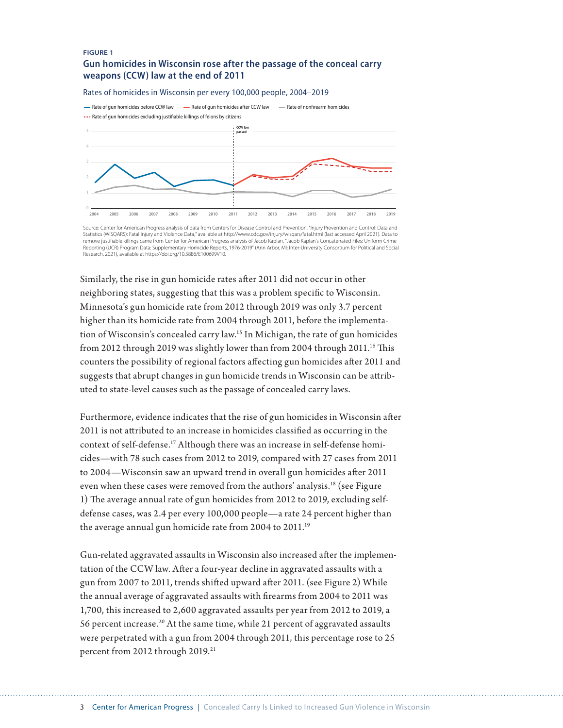FIGURE 1

**Gun homicides in Wisconsin rose after the passage of the conceal carry weapons (CCW) law at the end of 2011**

Rates of homicides in Wisconsin per every 100,000 people, 2004–2019

Source: Center for American Progress analysis of data from Centers for Disease Control and Prevention, "Injury Prevention and Control: Data and Statistics (WISQARS): Fatal Injury and Violence Data," available at http://www.cdc.gov/injury/wisqars/fatal.html (last accessed April 2021). Data to remove justifiable killings came from Center for American Progress analysis of Jacob Kaplan, "Jacob Kaplan's Concatenated Files: Uniform Crime Reporting (UCR) Program Data: Supplementary Homicide Reports, 1976-2019" (Ann Arbor, MI: Inter-University Consortium for Political and Social Research, 2021), available at https://doi.org/10.3886/E100699V10.

Similarly, the rise in gun homicide rates after 2011 did not occur in other neighboring states, suggesting that this was a problem specific to Wisconsin. Minnesota's gun homicide rate from 2012 through 2019 was only 3.7 percent higher than its homicide rate from 2004 through 2011, before the implementation of Wisconsin's concealed carry law.[15] In Michigan, the rate of gun homicides from 2012 through 2019 was slightly lower than from 2004 through 2011.[16] This counters the possibility of regional factors affecting gun homicides after 2011 and suggests that abrupt changes in gun homicide trends in Wisconsin can be attributed to state-level causes such as the passage of concealed carry laws.

Furthermore, evidence indicates that the rise of gun homicides in Wisconsin after 2011 is not attributed to an increase in homicides classified as occurring in the context of self-defense.[17] Although there was an increase in self-defense homicides—with 78 such cases from 2012 to 2019, compared with 27 cases from 2011 to 2004—Wisconsin saw an upward trend in overall gun homicides after 2011 even when these cases were removed from the authors' analysis.[18] (see Figure 1) The average annual rate of gun homicides from 2012 to 2019, excluding self-defense cases, was 2.4 per every 100,000 people—a rate 24 percent higher than the average annual gun homicide rate from 2004 to 2011.[19]

Gun-related aggravated assaults in Wisconsin also increased after the implementation of the CCW law. After a four-year decline in aggravated assaults with a gun from 2007 to 2011, trends shifted upward after 2011. (see Figure 2) While the annual average of aggravated assaults with firearms from 2004 to 2011 was 1,700, this increased to 2,600 aggravated assaults per year from 2012 to 2019, a 56 percent increase.[20] At the same time, while 21 percent of aggravated assaults were perpetrated with a gun from 2004 through 2011, this percentage rose to 25 percent from 2012 through 2019.[21]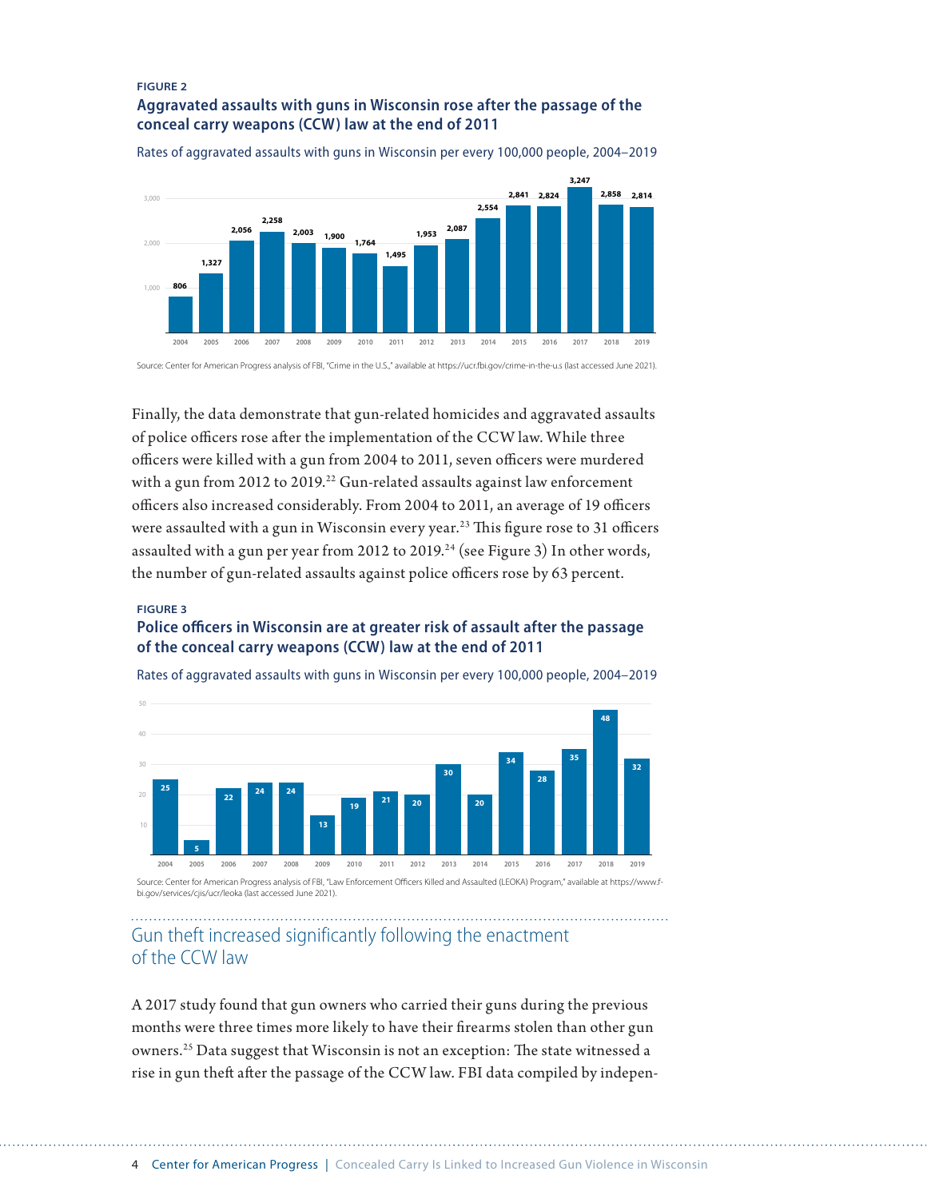FIGURE 2

**Aggravated assaults with guns in Wisconsin rose after the passage of the conceal carry weapons (CCW) law at the end of 2011**

Rates of aggravated assaults with guns in Wisconsin per every 100,000 people, 2004–2019

| Year | 2004 | 2005 | 2006 | 2007 | 2008 | 2009 | 2010 | 2011 | 2012 | 2013 | 2014 | 2015 | 2016 | 2017 | 2018 | 2019 |
|---|---|---|---|---|---|---|---|---|---|---|---|---|---|---|---|---|
| Rate | 806 | 1,327 | 2,056 | 2,258 | 2,003 | 1,900 | 1,764 | 1,495 | 1,953 | 2,087 | 2,554 | 2,841 | 2,824 | 3,247 | 2,858 | 2,814 |

Source: Center for American Progress analysis of FBI, "Crime in the U.S.," available at https://ucr.fbi.gov/crime-in-the-u.s (last accessed June 2021).

Finally, the data demonstrate that gun-related homicides and aggravated assaults of police officers rose after the implementation of the CCW law. While three officers were killed with a gun from 2004 to 2011, seven officers were murdered with a gun from 2012 to 2019.[22] Gun-related assaults against law enforcement officers also increased considerably. From 2004 to 2011, an average of 19 officers were assaulted with a gun in Wisconsin every year.[23] This figure rose to 31 officers assaulted with a gun per year from 2012 to 2019.[24] (see Figure 3) In other words, the number of gun-related assaults against police officers rose by 63 percent.

FIGURE 3

**Police officers in Wisconsin are at greater risk of assault after the passage of the conceal carry weapons (CCW) law at the end of 2011**

Rates of aggravated assaults with guns in Wisconsin per every 100,000 people, 2004–2019

| Year | 2004 | 2005 | 2006 | 2007 | 2008 | 2009 | 2010 | 2011 | 2012 | 2013 | 2014 | 2015 | 2016 | 2017 | 2018 | 2019 |
|---|---|---|---|---|---|---|---|---|---|---|---|---|---|---|---|---|
| Value | 25 | 5 | 22 | 24 | 24 | 13 | 19 | 21 | 20 | 30 | 20 | 34 | 28 | 35 | 48 | 32 |

Source: Center for American Progress analysis of FBI, "Law Enforcement Officers Killed and Assaulted (LEOKA) Program," available at https://www.fbi.gov/services/cjis/ucr/leoka (last accessed June 2021).

## Gun theft increased significantly following the enactment of the CCW law

A 2017 study found that gun owners who carried their guns during the previous months were three times more likely to have their firearms stolen than other gun owners.[25] Data suggest that Wisconsin is not an exception: The state witnessed a rise in gun theft after the passage of the CCW law. FBI data compiled by indepen-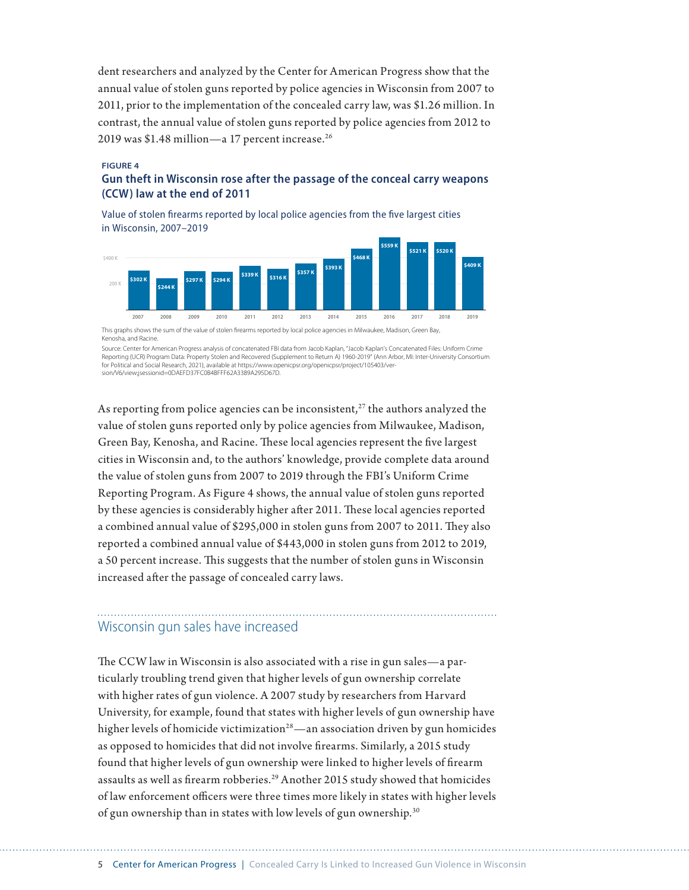dent researchers and analyzed by the Center for American Progress show that the annual value of stolen guns reported by police agencies in Wisconsin from 2007 to 2011, prior to the implementation of the concealed carry law, was $1.26 million. In contrast, the annual value of stolen guns reported by police agencies from 2012 to 2019 was $1.48 million—a 17 percent increase.[26]

**FIGURE 4**

**Gun theft in Wisconsin rose after the passage of the conceal carry weapons (CCW) law at the end of 2011**

Value of stolen firearms reported by local police agencies from the five largest cities in Wisconsin, 2007–2019

| Year | Value |
|---|---|
| 2007 | $302 K |
| 2008 | $244 K |
| 2009 | $297 K |
| 2010 | $294 K |
| 2011 | $339 K |
| 2012 | $316 K |
| 2013 | $357 K |
| 2014 | $393 K |
| 2015 | $468 K |
| 2016 | $559 K |
| 2017 | $521 K |
| 2018 | $520 K |
| 2019 | $409 K |

This graphs shows the sum of the value of stolen firearms reported by local police agencies in Milwaukee, Madison, Green Bay, Kenosha, and Racine.

Source: Center for American Progress analysis of concatenated FBI data from Jacob Kaplan, "Jacob Kaplan's Concatenated Files: Uniform Crime Reporting (UCR) Program Data: Property Stolen and Recovered (Supplement to Return A) 1960-2019" (Ann Arbor, MI: Inter-University Consortium for Political and Social Research, 2021), available at https://www.openicpsr.org/openicpsr/project/105403/version/V6/view;jsessionid=0DAEFD37FC0B4BFFF62A3389A295D67D.

As reporting from police agencies can be inconsistent,[27] the authors analyzed the value of stolen guns reported only by police agencies from Milwaukee, Madison, Green Bay, Kenosha, and Racine. These local agencies represent the five largest cities in Wisconsin and, to the authors' knowledge, provide complete data around the value of stolen guns from 2007 to 2019 through the FBI's Uniform Crime Reporting Program. As Figure 4 shows, the annual value of stolen guns reported by these agencies is considerably higher after 2011. These local agencies reported a combined annual value of $295,000 in stolen guns from 2007 to 2011. They also reported a combined annual value of $443,000 in stolen guns from 2012 to 2019, a 50 percent increase. This suggests that the number of stolen guns in Wisconsin increased after the passage of concealed carry laws.

## Wisconsin gun sales have increased

The CCW law in Wisconsin is also associated with a rise in gun sales—a particularly troubling trend given that higher levels of gun ownership correlate with higher rates of gun violence. A 2007 study by researchers from Harvard University, for example, found that states with higher levels of gun ownership have higher levels of homicide victimization[28]—an association driven by gun homicides as opposed to homicides that did not involve firearms. Similarly, a 2015 study found that higher levels of gun ownership were linked to higher levels of firearm assaults as well as firearm robberies.[29] Another 2015 study showed that homicides of law enforcement officers were three times more likely in states with higher levels of gun ownership than in states with low levels of gun ownership.[30]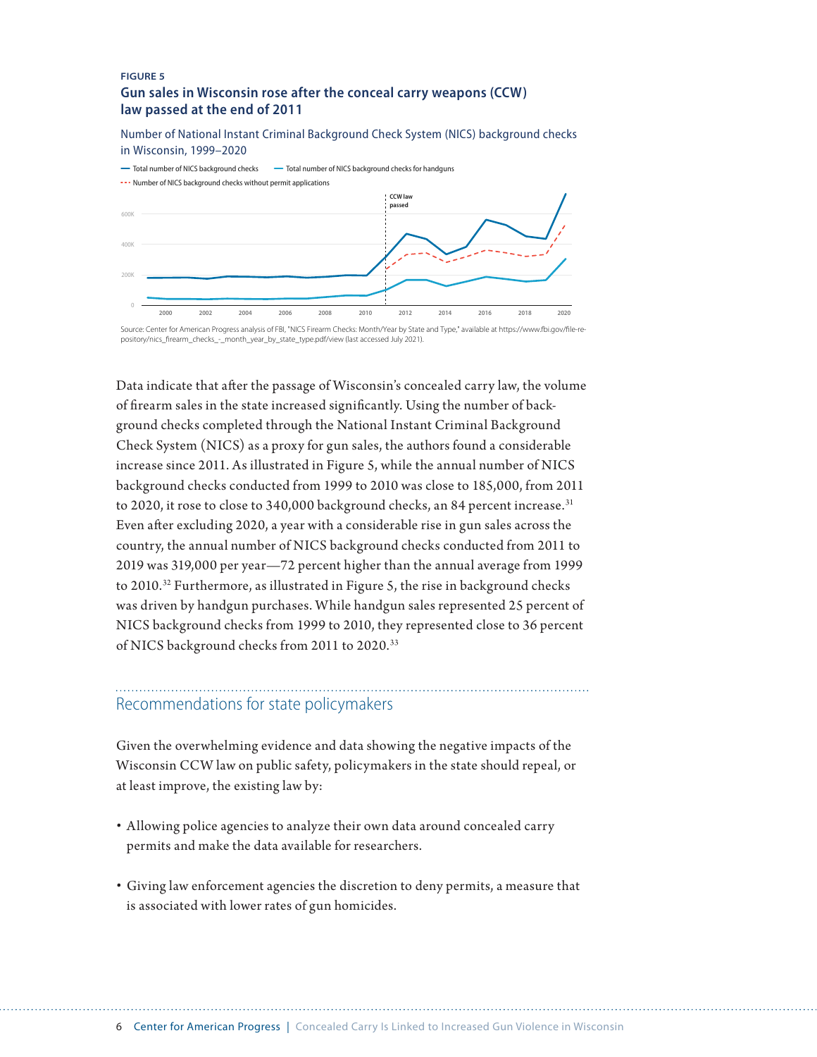FIGURE 5

**Gun sales in Wisconsin rose after the conceal carry weapons (CCW) law passed at the end of 2011**

Number of National Instant Criminal Background Check System (NICS) background checks in Wisconsin, 1999–2020

— Total number of NICS background checks — Total number of NICS background checks for handguns

- - - Number of NICS background checks without permit applications

CCW law passed

600K

400K

200K

0

2000 2002 2004 2006 2008 2010 2012 2014 2016 2018 2020

Source: Center for American Progress analysis of FBI, "NICS Firearm Checks: Month/Year by State and Type," available at https://www.fbi.gov/file-repository/nics_firearm_checks_-_month_year_by_state_type.pdf/view (last accessed July 2021).

Data indicate that after the passage of Wisconsin's concealed carry law, the volume of firearm sales in the state increased significantly. Using the number of background checks completed through the National Instant Criminal Background Check System (NICS) as a proxy for gun sales, the authors found a considerable increase since 2011. As illustrated in Figure 5, while the annual number of NICS background checks conducted from 1999 to 2010 was close to 185,000, from 2011 to 2020, it rose to close to 340,000 background checks, an 84 percent increase.[31] Even after excluding 2020, a year with a considerable rise in gun sales across the country, the annual number of NICS background checks conducted from 2011 to 2019 was 319,000 per year—72 percent higher than the annual average from 1999 to 2010.[32] Furthermore, as illustrated in Figure 5, the rise in background checks was driven by handgun purchases. While handgun sales represented 25 percent of NICS background checks from 1999 to 2010, they represented close to 36 percent of NICS background checks from 2011 to 2020.[33]

## Recommendations for state policymakers

Given the overwhelming evidence and data showing the negative impacts of the Wisconsin CCW law on public safety, policymakers in the state should repeal, or at least improve, the existing law by:

- Allowing police agencies to analyze their own data around concealed carry permits and make the data available for researchers.
- Giving law enforcement agencies the discretion to deny permits, a measure that is associated with lower rates of gun homicides.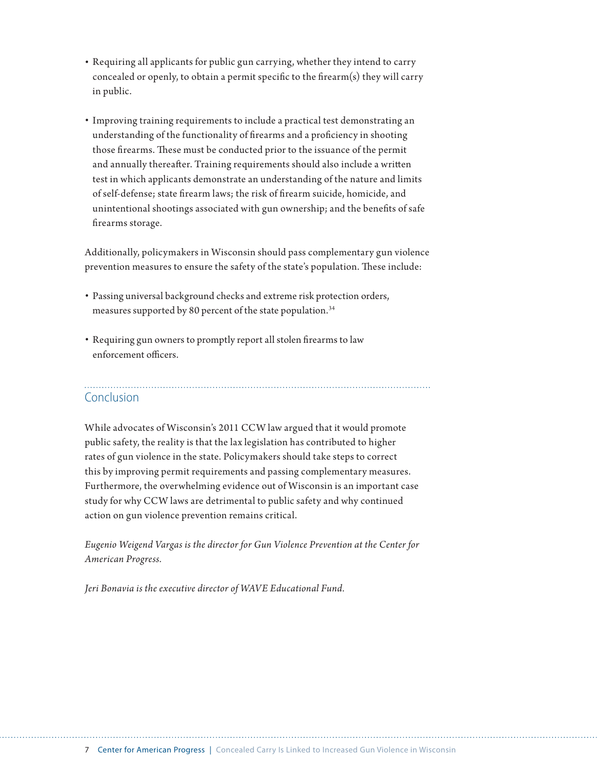- Requiring all applicants for public gun carrying, whether they intend to carry concealed or openly, to obtain a permit specific to the firearm(s) they will carry in public.
- Improving training requirements to include a practical test demonstrating an understanding of the functionality of firearms and a proficiency in shooting those firearms. These must be conducted prior to the issuance of the permit and annually thereafter. Training requirements should also include a written test in which applicants demonstrate an understanding of the nature and limits of self-defense; state firearm laws; the risk of firearm suicide, homicide, and unintentional shootings associated with gun ownership; and the benefits of safe firearms storage.

Additionally, policymakers in Wisconsin should pass complementary gun violence prevention measures to ensure the safety of the state's population. These include:

- Passing universal background checks and extreme risk protection orders, measures supported by 80 percent of the state population.[34]
- Requiring gun owners to promptly report all stolen firearms to law enforcement officers.

## Conclusion

While advocates of Wisconsin's 2011 CCW law argued that it would promote public safety, the reality is that the lax legislation has contributed to higher rates of gun violence in the state. Policymakers should take steps to correct this by improving permit requirements and passing complementary measures. Furthermore, the overwhelming evidence out of Wisconsin is an important case study for why CCW laws are detrimental to public safety and why continued action on gun violence prevention remains critical.

*Eugenio Weigend Vargas is the director for Gun Violence Prevention at the Center for American Progress.*

*Jeri Bonavia is the executive director of WAVE Educational Fund.*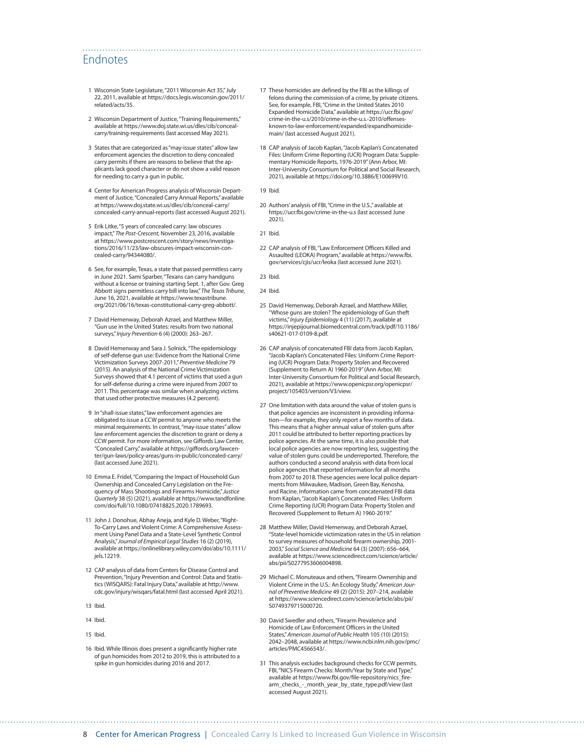## Endnotes

1 Wisconsin State Legislature, "2011 Wisconsin Act 35," July 22, 2011, available at https://docs.legis.wisconsin.gov/2011/related/acts/35.

2 Wisconsin Department of Justice, "Training Requirements," available at https://www.doj.state.wi.us/dles/cib/conceal-carry/training-requirements (last accessed May 2021).

3 States that are categorized as "may-issue states" allow law enforcement agencies the discretion to deny concealed carry permits if there are reasons to believe that the applicants lack good character or do not show a valid reason for needing to carry a gun in public.

4 Center for American Progress analysis of Wisconsin Department of Justice, "Concealed Carry Annual Reports," available at https://www.doj.state.wi.us/dles/cib/conceal-carry/concealed-carry-annual-reports (last accessed August 2021).

5 Erik Litke, "5 years of concealed carry: law obscures impact," *The Post-Crescent*, November 23, 2016, available at https://www.postcrescent.com/story/news/investigations/2016/11/23/law-obscures-impact-wisconsin-concealed-carry/94344080/.

6 See, for example, Texas, a state that passed permitless carry in June 2021. Sami Sparber, "Texans can carry handguns without a license or training starting Sept. 1, after Gov. Greg Abbott signs permitless carry bill into law," *The Texas Tribune*, June 16, 2021, available at https://www.texastribune.org/2021/06/16/texas-constitutional-carry-greg-abbott/.

7 David Hemenway, Deborah Azrael, and Matthew Miller, "Gun use in the United States: results from two national surveys," *Injury Prevention* 6 (4) (2000): 263–267.

8 David Hemenway and Sara J. Solnick, "The epidemiology of self-defense gun use: Evidence from the National Crime Victimization Surveys 2007-2011," *Preventive Medicine* 79 (2015). An analysis of the National Crime Victimization Surveys showed that 4.1 percent of victims that used a gun for self-defense during a crime were injured from 2007 to 2011. This percentage was similar when analyzing victims that used other protective measures (4.2 percent).

9 In "shall-issue states," law enforcement agencies are obligated to issue a CCW permit to anyone who meets the minimal requirements. In contrast, "may-issue states" allow law enforcement agencies the discretion to grant or deny a CCW permit. For more information, see Giffords Law Center, "Concealed Carry," available at https://giffords.org/lawcenter/gun-laws/policy-areas/guns-in-public/concealed-carry/ (last accessed June 2021).

10 Emma E. Fridel, "Comparing the Impact of Household Gun Ownership and Concealed Carry Legislation on the Frequency of Mass Shootings and Firearms Homicide," *Justice Quarterly* 38 (5) (2021), available at https://www.tandfonline.com/doi/full/10.1080/07418825.2020.1789693.

11 John J. Donohue, Abhay Aneja, and Kyle D. Weber, "Right-To-Carry Laws and Violent Crime: A Comprehensive Assessment Using Panel Data and a State-Level Synthetic Control Analysis," *Journal of Empirical Legal Studies* 16 (2) (2019), available at https://onlinelibrary.wiley.com/doi/abs/10.1111/jels.12219.

12 CAP analysis of data from Centers for Disease Control and Prevention, "Injury Prevention and Control: Data and Statistics (WISQARS): Fatal Injury Data," available at http://www.cdc.gov/injury/wisqars/fatal.html (last accessed April 2021).

13 Ibid.

14 Ibid.

15 Ibid.

16 Ibid. While Illinois does present a significantly higher rate of gun homicides from 2012 to 2019, this is attributed to a spike in gun homicides during 2016 and 2017.

17 These homicides are defined by the FBI as the killings of felons during the commission of a crime, by private citizens. See, for example, FBI, "Crime in the United States 2010 Expanded Homicide Data," available at https://ucr.fbi.gov/crime-in-the-u.s/2010/crime-in-the-u.s.-2010/offenses-known-to-law-enforcement/expanded/expandhomicidemain/ (last accessed August 2021).

18 CAP analysis of Jacob Kaplan, "Jacob Kaplan's Concatenated Files: Uniform Crime Reporting (UCR) Program Data: Supplementary Homicide Reports, 1976-2019" (Ann Arbor, MI: Inter-University Consortium for Political and Social Research, 2021), available at https://doi.org/10.3886/E100699V10.

19 Ibid.

20 Authors' analysis of FBI, "Crime in the U.S.," available at https://ucr.fbi.gov/crime-in-the-u.s (last accessed June 2021).

21 Ibid.

22 CAP analysis of FBI, "Law Enforcement Officers Killed and Assaulted (LEOKA) Program," available at https://www.fbi.gov/services/cjis/ucr/leoka (last accessed June 2021).

23 Ibid.

24 Ibid.

25 David Hemenway, Deborah Azrael, and Matthew Miller, "Whose guns are stolen? The epidemiology of Gun theft victims," *Injury Epidemiology* 4 (11) (2017), available at https://injepijournal.biomedcentral.com/track/pdf/10.1186/s40621-017-0109-8.pdf.

26 CAP analysis of concatenated FBI data from Jacob Kaplan, "Jacob Kaplan's Concatenated Files: Uniform Crime Reporting (UCR) Program Data: Property Stolen and Recovered (Supplement to Return A) 1960-2019" (Ann Arbor, MI: Inter-University Consortium for Political and Social Research, 2021), available at https://www.openicpsr.org/openicpsr/project/105403/version/V3/view.

27 One limitation with data around the value of stolen guns is that police agencies are inconsistent in providing information—for example, they only report a few months of data. This means that a higher annual value of stolen guns after 2011 could be attributed to better reporting practices by police agencies. At the same time, it is also possible that local police agencies are now reporting less, suggesting the value of stolen guns could be underreported. Therefore, the authors conducted a second analysis with data from local police agencies that reported information for all months from 2007 to 2018. These agencies were local police departments from Milwaukee, Madison, Green Bay, Kenosha, and Racine. Information came from concatenated FBI data from Kaplan, "Jacob Kaplan's Concatenated Files: Uniform Crime Reporting (UCR) Program Data: Property Stolen and Recovered (Supplement to Return A) 1960-2019."

28 Matthew Miller, David Hemenway, and Deborah Azrael, "State-level homicide victimization rates in the US in relation to survey measures of household firearm ownership, 2001-2003," *Social Science and Medicine* 64 (3) (2007): 656–664, available at https://www.sciencedirect.com/science/article/abs/pii/S0277953606004898.

29 Michael C. Monuteaux and others, "Firearm Ownership and Violent Crime in the U.S.: An Ecology Study," *American Journal of Preventive Medicine* 49 (2) (2015): 207–214, available at https://www.sciencedirect.com/science/article/abs/pii/S0749379715000720.

30 David Swedler and others, "Firearm Prevalence and Homicide of Law Enforcement Officers in the United States," *American Journal of Public Health* 105 (10) (2015): 2042–2048, available at https://www.ncbi.nlm.nih.gov/pmc/articles/PMC4566543/.

31 This analysis excludes background checks for CCW permits. FBI, "NICS Firearm Checks: Month/Year by State and Type," available at https://www.fbi.gov/file-repository/nics_firearm_checks_-_month_year_by_state_type.pdf/view (last accessed August 2021).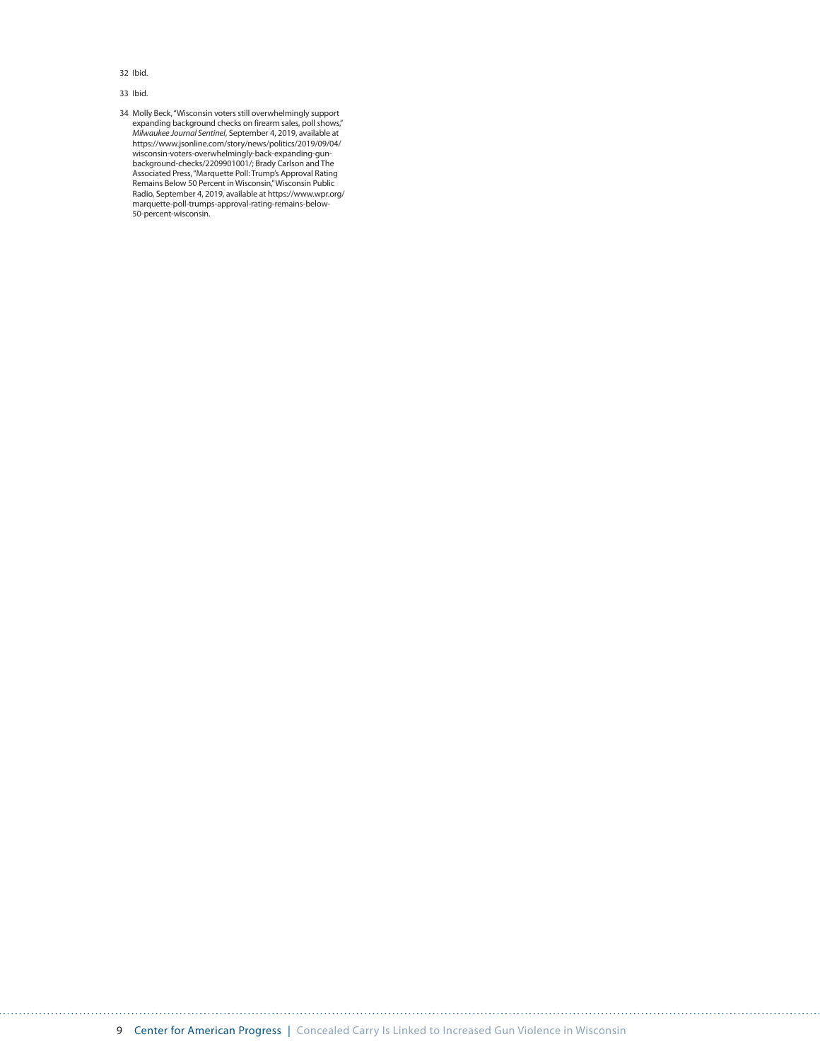32 Ibid.

33 Ibid.

34 Molly Beck, "Wisconsin voters still overwhelmingly support expanding background checks on firearm sales, poll shows," *Milwaukee Journal Sentinel*, September 4, 2019, available at https://www.jsonline.com/story/news/politics/2019/09/04/wisconsin-voters-overwhelmingly-back-expanding-gun-background-checks/2209901001/; Brady Carlson and The Associated Press, "Marquette Poll: Trump's Approval Rating Remains Below 50 Percent in Wisconsin," Wisconsin Public Radio, September 4, 2019, available at https://www.wpr.org/marquette-poll-trumps-approval-rating-remains-below-50-percent-wisconsin.